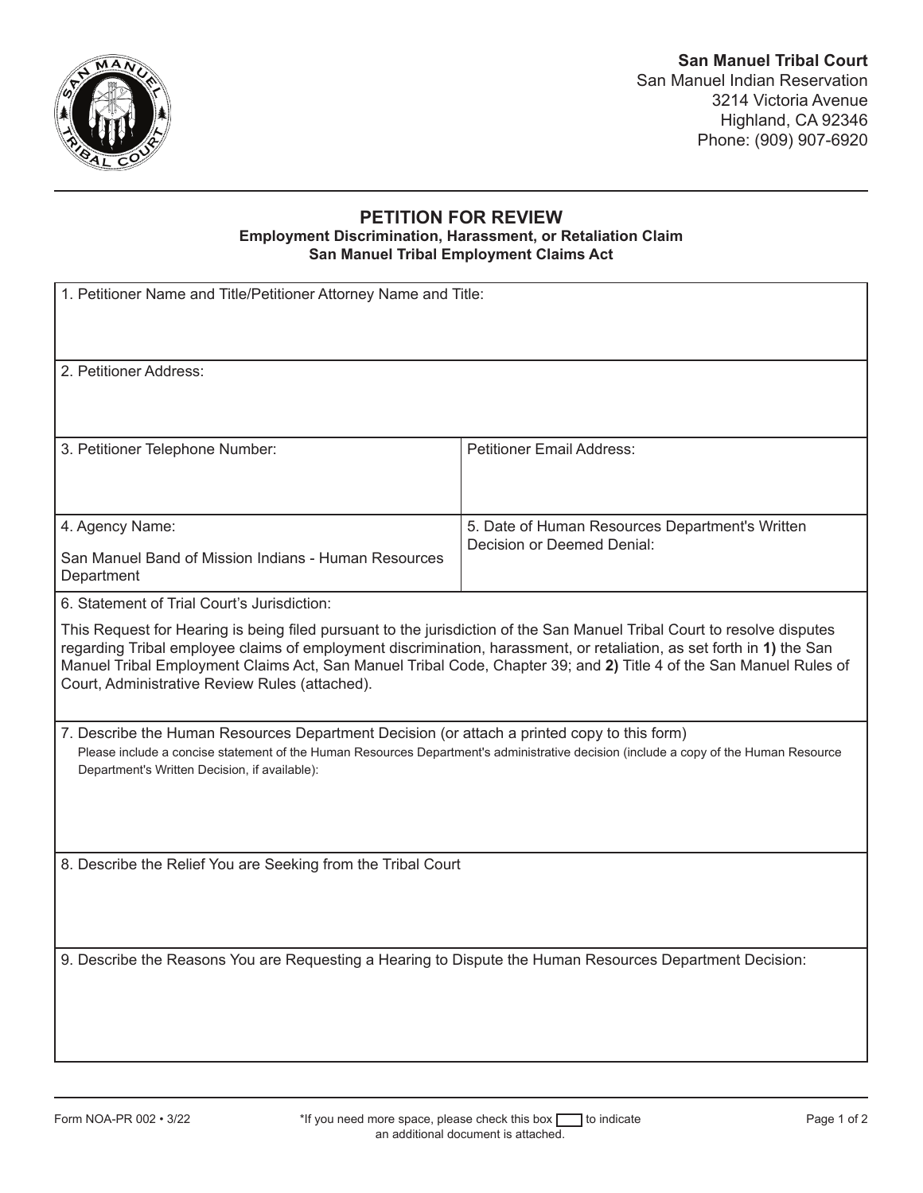**San Manuel Tribal Court**
San Manuel Indian Reservation
3214 Victoria Avenue
Highland, CA 92346
Phone: (909) 907-6920

# PETITION FOR REVIEW

### Employment Discrimination, Harassment, or Retaliation Claim
### San Manuel Tribal Employment Claims Act

1. Petitioner Name and Title/Petitioner Attorney Name and Title:

2. Petitioner Address:

| | |
|---|---|
| 3. Petitioner Telephone Number: | Petitioner Email Address: |
| 4. Agency Name:<br><br>San Manuel Band of Mission Indians - Human Resources Department | 5. Date of Human Resources Department's Written Decision or Deemed Denial: |

6. Statement of Trial Court's Jurisdiction:

This Request for Hearing is being filed pursuant to the jurisdiction of the San Manuel Tribal Court to resolve disputes regarding Tribal employee claims of employment discrimination, harassment, or retaliation, as set forth in **1)** the San Manuel Tribal Employment Claims Act, San Manuel Tribal Code, Chapter 39; and **2)** Title 4 of the San Manuel Rules of Court, Administrative Review Rules (attached).

7. Describe the Human Resources Department Decision (or attach a printed copy to this form)
Please include a concise statement of the Human Resources Department's administrative decision (include a copy of the Human Resource Department's Written Decision, if available):

8. Describe the Relief You are Seeking from the Tribal Court

9. Describe the Reasons You are Requesting a Hearing to Dispute the Human Resources Department Decision:

Form NOA-PR 002 • 3/22

*If you need more space, please check this box ☐ to indicate an additional document is attached.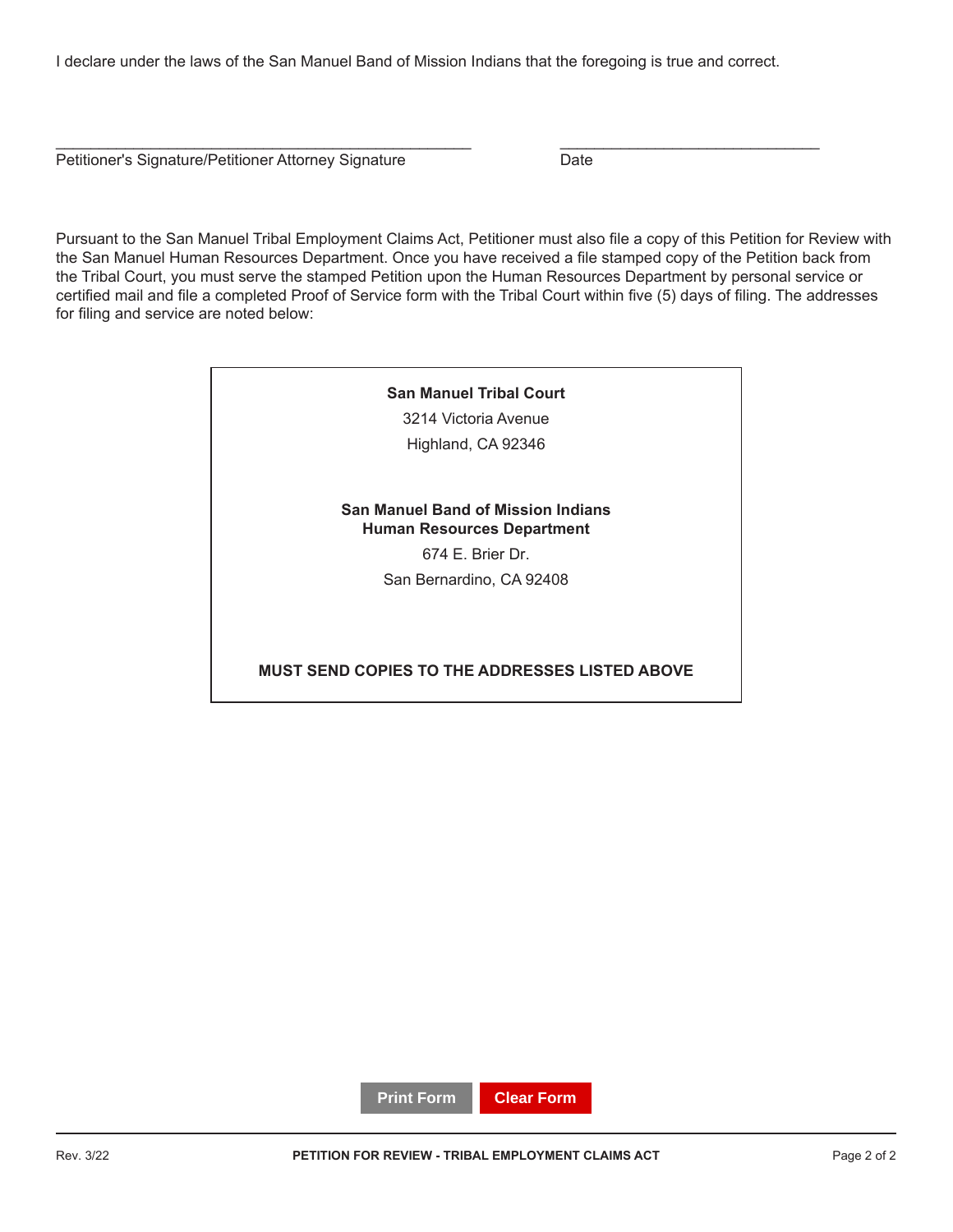I declare under the laws of the San Manuel Band of Mission Indians that the foregoing is true and correct.

\_\_\_\_\_\_\_\_\_\_\_\_\_\_\_\_\_\_\_\_\_\_\_\_\_\_\_\_\_\_\_\_\_\_\_\_\_\_\_\_\_\_\_\_\_\_ \_\_\_\_\_\_\_\_\_\_\_\_\_\_\_\_\_\_\_\_\_\_\_\_\_\_\_\_\_\_

Petitioner's Signature/Petitioner Attorney Signature Date

Pursuant to the San Manuel Tribal Employment Claims Act, Petitioner must also file a copy of this Petition for Review with the San Manuel Human Resources Department. Once you have received a file stamped copy of the Petition back from the Tribal Court, you must serve the stamped Petition upon the Human Resources Department by personal service or certified mail and file a completed Proof of Service form with the Tribal Court within five (5) days of filing. The addresses for filing and service are noted below:

**San Manuel Tribal Court**
3214 Victoria Avenue
Highland, CA 92346

**San Manuel Band of Mission Indians**
**Human Resources Department**
674 E. Brier Dr.
San Bernardino, CA 92408

**MUST SEND COPIES TO THE ADDRESSES LISTED ABOVE**